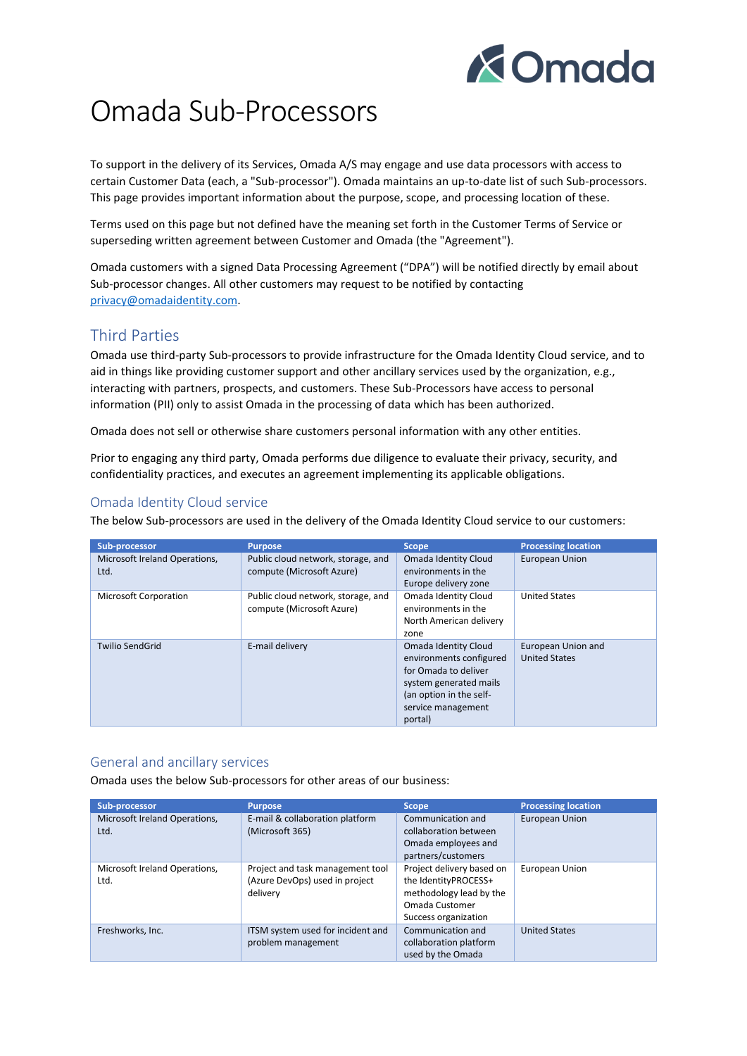# Omada Sub-Processors

To support in the delivery of its Services, Omada A/S may engage and use data processors with access to certain Customer Data (each, a "Sub-processor"). Omada maintains an up-to-date list of such Sub-processors. This page provides important information about the purpose, scope, and processing location of these.

Terms used on this page but not defined have the meaning set forth in the Customer Terms of Service or superseding written agreement between Customer and Omada (the "Agreement").

Omada customers with a signed Data Processing Agreement ("DPA") will be notified directly by email about Sub-processor changes. All other customers may request to be notified by contacting privacy@omadaidentity.com.

## Third Parties

Omada use third-party Sub-processors to provide infrastructure for the Omada Identity Cloud service, and to aid in things like providing customer support and other ancillary services used by the organization, e.g., interacting with partners, prospects, and customers. These Sub-Processors have access to personal information (PII) only to assist Omada in the processing of data which has been authorized.

Omada does not sell or otherwise share customers personal information with any other entities.

Prior to engaging any third party, Omada performs due diligence to evaluate their privacy, security, and confidentiality practices, and executes an agreement implementing its applicable obligations.

### Omada Identity Cloud service

The below Sub-processors are used in the delivery of the Omada Identity Cloud service to our customers:

| Sub-processor | Purpose | Scope | Processing location |
|---|---|---|---|
| Microsoft Ireland Operations, Ltd. | Public cloud network, storage, and compute (Microsoft Azure) | Omada Identity Cloud environments in the Europe delivery zone | European Union |
| Microsoft Corporation | Public cloud network, storage, and compute (Microsoft Azure) | Omada Identity Cloud environments in the North American delivery zone | United States |
| Twilio SendGrid | E-mail delivery | Omada Identity Cloud environments configured for Omada to deliver system generated mails (an option in the self-service management portal) | European Union and United States |

### General and ancillary services

Omada uses the below Sub-processors for other areas of our business:

| Sub-processor | Purpose | Scope | Processing location |
|---|---|---|---|
| Microsoft Ireland Operations, Ltd. | E-mail & collaboration platform (Microsoft 365) | Communication and collaboration between Omada employees and partners/customers | European Union |
| Microsoft Ireland Operations, Ltd. | Project and task management tool (Azure DevOps) used in project delivery | Project delivery based on the IdentityPROCESS+ methodology lead by the Omada Customer Success organization | European Union |
| Freshworks, Inc. | ITSM system used for incident and problem management | Communication and collaboration platform used by the Omada | United States |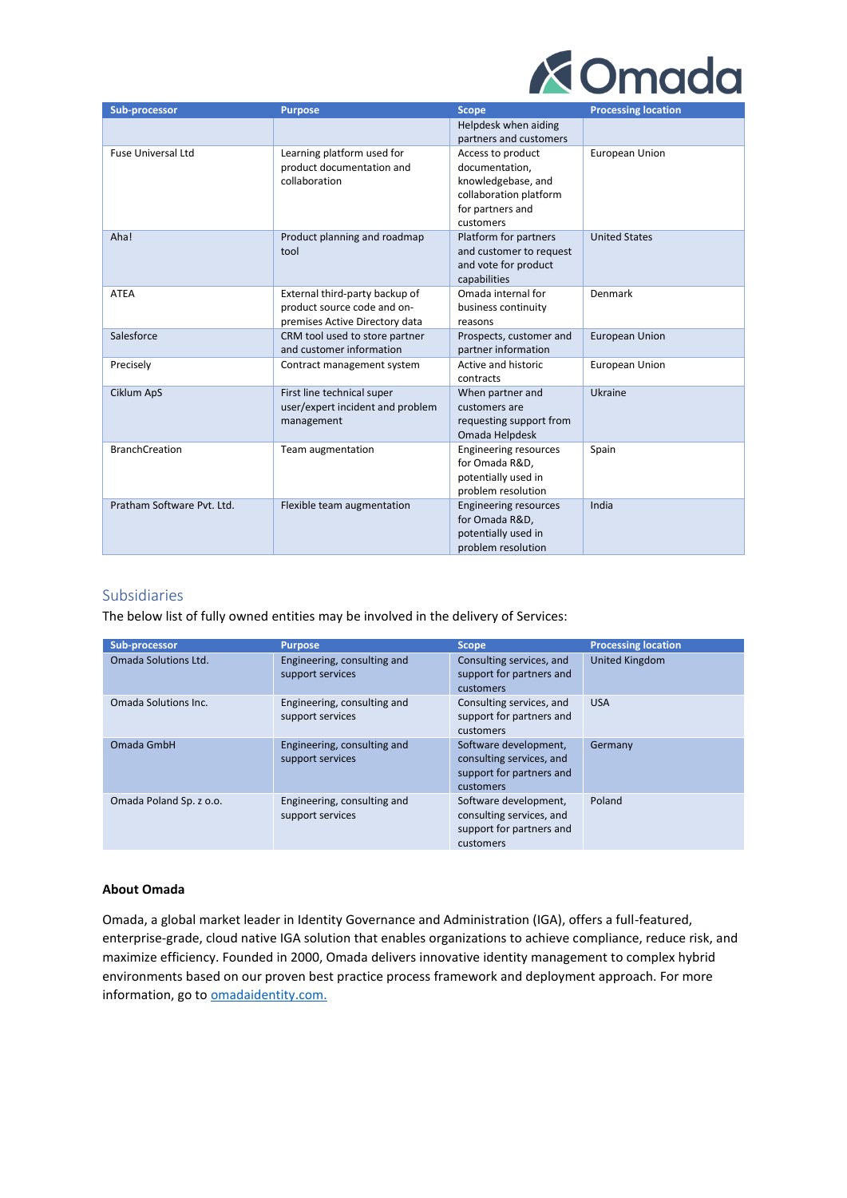| Sub-processor | Purpose | Scope | Processing location |
|---|---|---|---|
| | | Helpdesk when aiding partners and customers | |
| Fuse Universal Ltd | Learning platform used for product documentation and collaboration | Access to product documentation, knowledgebase, and collaboration platform for partners and customers | European Union |
| Aha! | Product planning and roadmap tool | Platform for partners and customer to request and vote for product capabilities | United States |
| ATEA | External third-party backup of product source code and on-premises Active Directory data | Omada internal for business continuity reasons | Denmark |
| Salesforce | CRM tool used to store partner and customer information | Prospects, customer and partner information | European Union |
| Precisely | Contract management system | Active and historic contracts | European Union |
| Ciklum ApS | First line technical super user/expert incident and problem management | When partner and customers are requesting support from Omada Helpdesk | Ukraine |
| BranchCreation | Team augmentation | Engineering resources for Omada R&D, potentially used in problem resolution | Spain |
| Pratham Software Pvt. Ltd. | Flexible team augmentation | Engineering resources for Omada R&D, potentially used in problem resolution | India |

## Subsidiaries

The below list of fully owned entities may be involved in the delivery of Services:

| Sub-processor | Purpose | Scope | Processing location |
|---|---|---|---|
| Omada Solutions Ltd. | Engineering, consulting and support services | Consulting services, and support for partners and customers | United Kingdom |
| Omada Solutions Inc. | Engineering, consulting and support services | Consulting services, and support for partners and customers | USA |
| Omada GmbH | Engineering, consulting and support services | Software development, consulting services, and support for partners and customers | Germany |
| Omada Poland Sp. z o.o. | Engineering, consulting and support services | Software development, consulting services, and support for partners and customers | Poland |

**About Omada**

Omada, a global market leader in Identity Governance and Administration (IGA), offers a full-featured, enterprise-grade, cloud native IGA solution that enables organizations to achieve compliance, reduce risk, and maximize efficiency. Founded in 2000, Omada delivers innovative identity management to complex hybrid environments based on our proven best practice process framework and deployment approach. For more information, go to [omadaidentity.com.](https://omadaidentity.com)